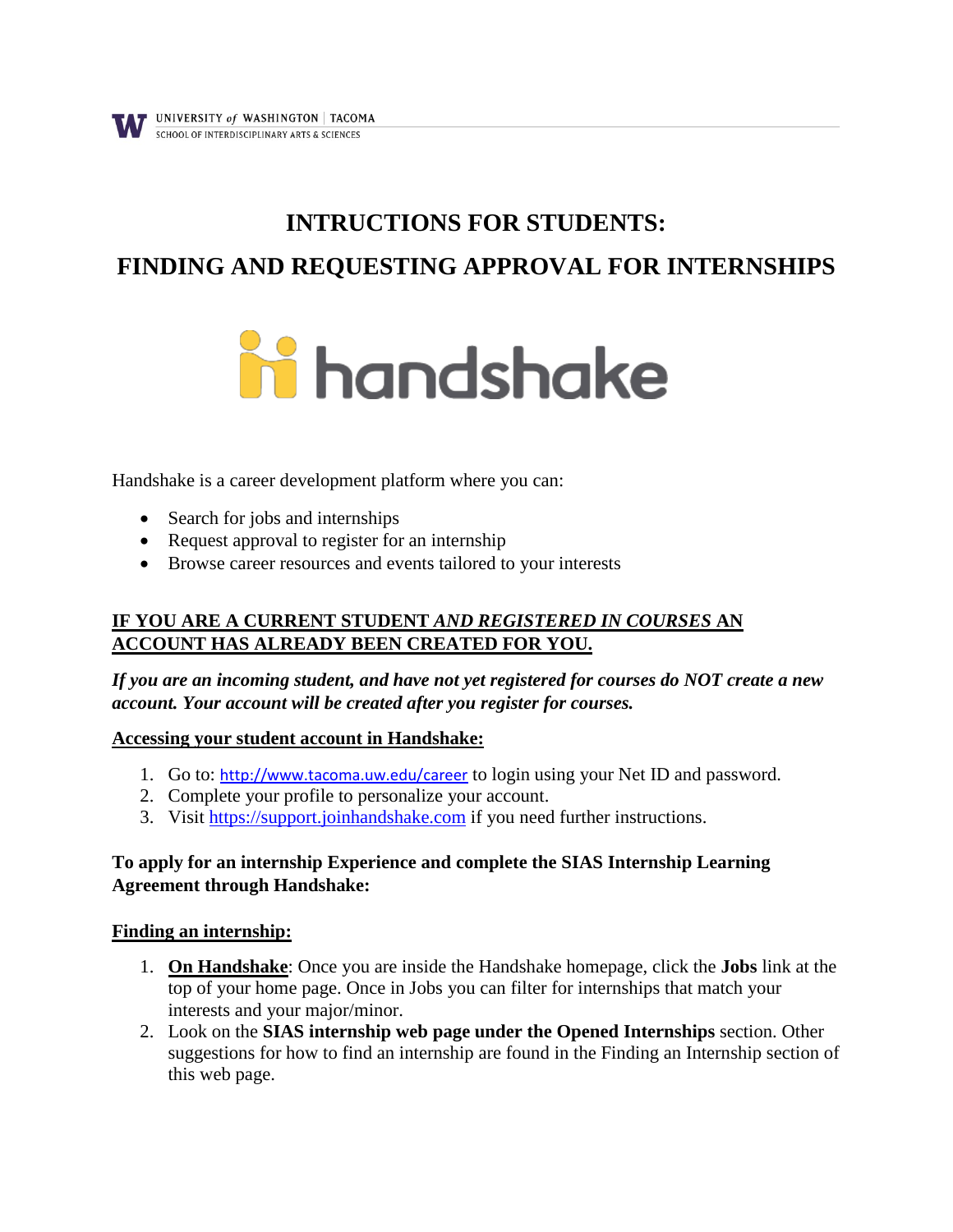UNIVERSITY of WASHINGTON | TACOMA
SCHOOL OF INTERDISCIPLINARY ARTS & SCIENCES

# INTRUCTIONS FOR STUDENTS:

# FINDING AND REQUESTING APPROVAL FOR INTERNSHIPS

handshake

Handshake is a career development platform where you can:

- Search for jobs and internships
- Request approval to register for an internship
- Browse career resources and events tailored to your interests

**IF YOU ARE A CURRENT STUDENT *AND REGISTERED IN COURSES* AN ACCOUNT HAS ALREADY BEEN CREATED FOR YOU.**

***If you are an incoming student, and have not yet registered for courses do NOT create a new account. Your account will be created after you register for courses.***

**Accessing your student account in Handshake:**

1. Go to: http://www.tacoma.uw.edu/career to login using your Net ID and password.
2. Complete your profile to personalize your account.
3. Visit https://support.joinhandshake.com if you need further instructions.

**To apply for an internship Experience and complete the SIAS Internship Learning Agreement through Handshake:**

**Finding an internship:**

1. **On Handshake**: Once you are inside the Handshake homepage, click the **Jobs** link at the top of your home page. Once in Jobs you can filter for internships that match your interests and your major/minor.
2. Look on the **SIAS internship web page under the Opened Internships** section. Other suggestions for how to find an internship are found in the Finding an Internship section of this web page.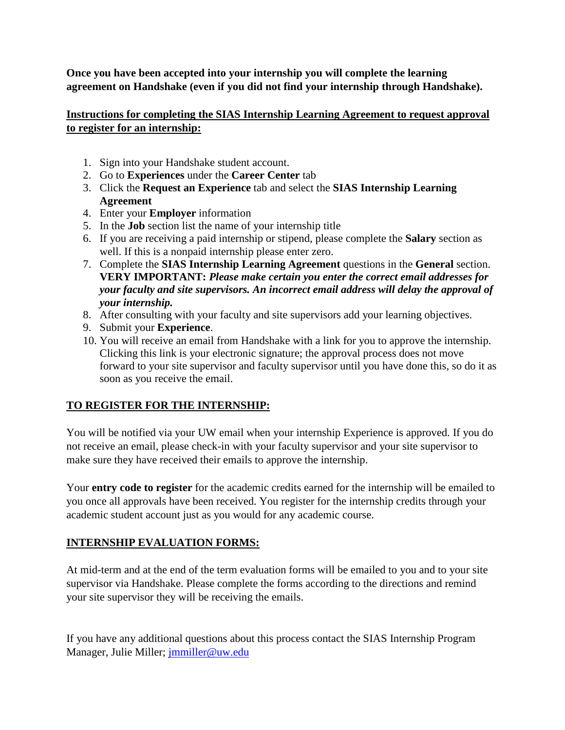**Once you have been accepted into your internship you will complete the learning agreement on Handshake (even if you did not find your internship through Handshake).**

**<u>Instructions for completing the SIAS Internship Learning Agreement to request approval to register for an internship:</u>**

1. Sign into your Handshake student account.
2. Go to **Experiences** under the **Career Center** tab
3. Click the **Request an Experience** tab and select the **SIAS Internship Learning Agreement**
4. Enter your **Employer** information
5. In the **Job** section list the name of your internship title
6. If you are receiving a paid internship or stipend, please complete the **Salary** section as well. If this is a nonpaid internship please enter zero.
7. Complete the **SIAS Internship Learning Agreement** questions in the **General** section. **VERY IMPORTANT:** ***Please make certain you enter the correct email addresses for your faculty and site supervisors. An incorrect email address will delay the approval of your internship.***
8. After consulting with your faculty and site supervisors add your learning objectives.
9. Submit your **Experience**.
10. You will receive an email from Handshake with a link for you to approve the internship. Clicking this link is your electronic signature; the approval process does not move forward to your site supervisor and faculty supervisor until you have done this, so do it as soon as you receive the email.

**<u>TO REGISTER FOR THE INTERNSHIP:</u>**

You will be notified via your UW email when your internship Experience is approved. If you do not receive an email, please check-in with your faculty supervisor and your site supervisor to make sure they have received their emails to approve the internship.

Your **entry code to register** for the academic credits earned for the internship will be emailed to you once all approvals have been received. You register for the internship credits through your academic student account just as you would for any academic course.

**<u>INTERNSHIP EVALUATION FORMS:</u>**

At mid-term and at the end of the term evaluation forms will be emailed to you and to your site supervisor via Handshake. Please complete the forms according to the directions and remind your site supervisor they will be receiving the emails.

If you have any additional questions about this process contact the SIAS Internship Program Manager, Julie Miller; jmmiller@uw.edu